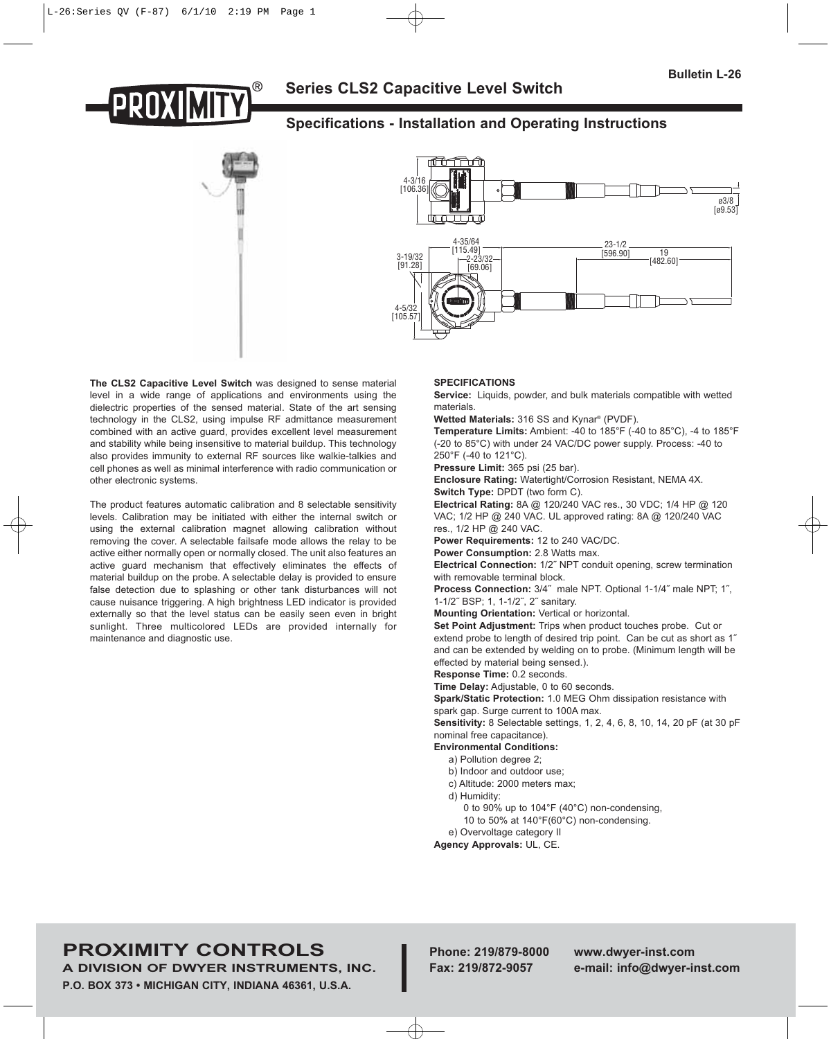Bulletin L-26

# Series CLS2 Capacitive Level Switch

## Specifications - Installation and Operating Instructions

**The CLS2 Capacitive Level Switch** was designed to sense material level in a wide range of applications and environments using the dielectric properties of the sensed material. State of the art sensing technology in the CLS2, using impulse RF admittance measurement combined with an active guard, provides excellent level measurement and stability while being insensitive to material buildup. This technology also provides immunity to external RF sources like walkie-talkies and cell phones as well as minimal interference with radio communication or other electronic systems.

The product features automatic calibration and 8 selectable sensitivity levels. Calibration may be initiated with either the internal switch or using the external calibration magnet allowing calibration without removing the cover. A selectable failsafe mode allows the relay to be active either normally open or normally closed. The unit also features an active guard mechanism that effectively eliminates the effects of material buildup on the probe. A selectable delay is provided to ensure false detection due to splashing or other tank disturbances will not cause nuisance triggering. A high brightness LED indicator is provided externally so that the level status can be easily seen even in bright sunlight. Three multicolored LEDs are provided internally for maintenance and diagnostic use.

### SPECIFICATIONS

**Service:** Liquids, powder, and bulk materials compatible with wetted materials.

**Wetted Materials:** 316 SS and Kynar® (PVDF).

**Temperature Limits:** Ambient: -40 to 185°F (-40 to 85°C), -4 to 185°F (-20 to 85°C) with under 24 VAC/DC power supply. Process: -40 to 250°F (-40 to 121°C).

**Pressure Limit:** 365 psi (25 bar).

**Enclosure Rating:** Watertight/Corrosion Resistant, NEMA 4X.

**Switch Type:** DPDT (two form C).

**Electrical Rating:** 8A @ 120/240 VAC res., 30 VDC; 1/4 HP @ 120 VAC; 1/2 HP @ 240 VAC. UL approved rating: 8A @ 120/240 VAC res., 1/2 HP @ 240 VAC.

**Power Requirements:** 12 to 240 VAC/DC.

**Power Consumption:** 2.8 Watts max.

**Electrical Connection:** 1/2″ NPT conduit opening, screw termination with removable terminal block.

**Process Connection:** 3/4″ male NPT. Optional 1-1/4″ male NPT; 1″, 1-1/2″ BSP; 1, 1-1/2″, 2″ sanitary.

**Mounting Orientation:** Vertical or horizontal.

**Set Point Adjustment:** Trips when product touches probe. Cut or extend probe to length of desired trip point. Can be cut as short as 1″ and can be extended by welding on to probe. (Minimum length will be effected by material being sensed.).

**Response Time:** 0.2 seconds.

**Time Delay:** Adjustable, 0 to 60 seconds.

**Spark/Static Protection:** 1.0 MEG Ohm dissipation resistance with spark gap. Surge current to 100A max.

**Sensitivity:** 8 Selectable settings, 1, 2, 4, 6, 8, 10, 14, 20 pF (at 30 pF nominal free capacitance).

**Environmental Conditions:**

- a) Pollution degree 2;
- b) Indoor and outdoor use;
- c) Altitude: 2000 meters max;
- d) Humidity:
  - 0 to 90% up to 104°F (40°C) non-condensing,
  - 10 to 50% at 140°F(60°C) non-condensing.
- e) Overvoltage category II

**Agency Approvals:** UL, CE.

**PROXIMITY CONTROLS**
**A DIVISION OF DWYER INSTRUMENTS, INC.**
**P.O. BOX 373 • MICHIGAN CITY, INDIANA 46361, U.S.A.**

**Phone: 219/879-8000**
**Fax: 219/872-9057**

**www.dwyer-inst.com**
**e-mail: info@dwyer-inst.com**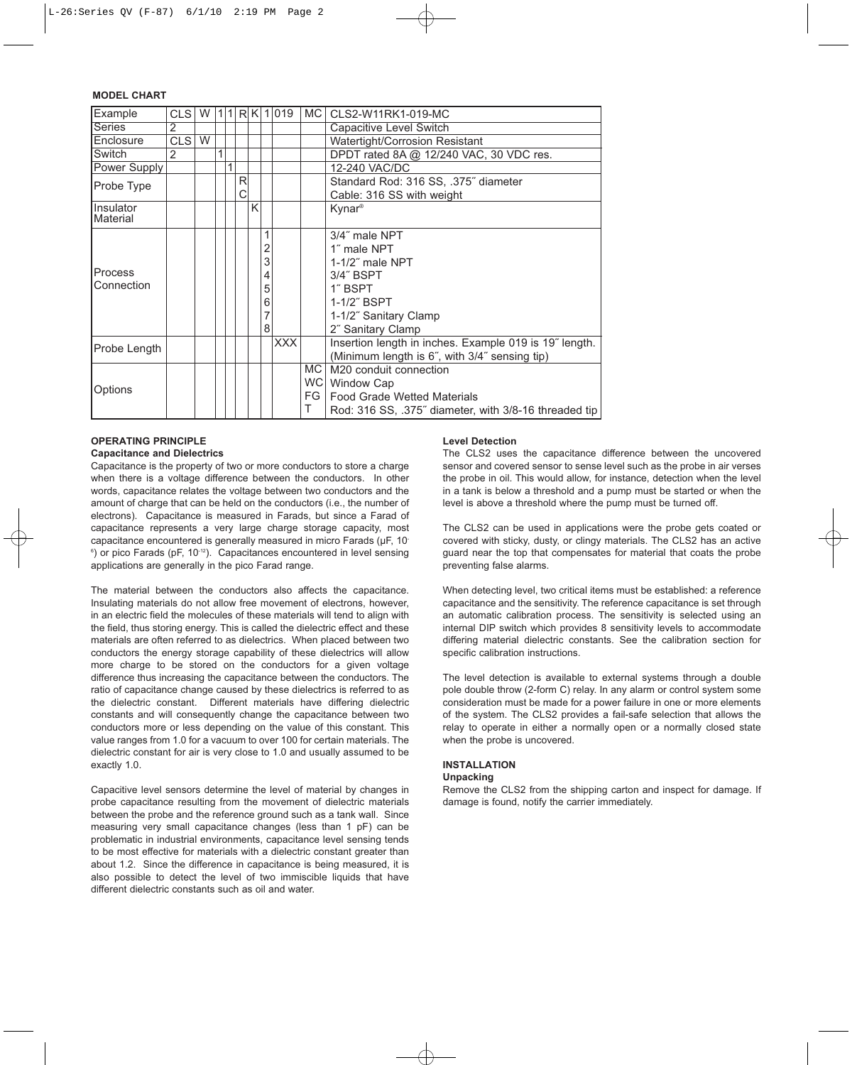**MODEL CHART**

| Example | CLS | W | 1 | 1 | R | K | 1 | 019 | MC | CLS2-W11RK1-019-MC |
|---|---|---|---|---|---|---|---|---|---|---|
| Series | 2 | | | | | | | | | Capacitive Level Switch |
| Enclosure | CLS | W | | | | | | | | Watertight/Corrosion Resistant |
| Switch | 2 | | 1 | | | | | | | DPDT rated 8A @ 12/240 VAC, 30 VDC res. |
| Power Supply | | | | 1 | | | | | | 12-240 VAC/DC |
| Probe Type | | | | | R | | | | | Standard Rod: 316 SS, .375˝ diameter |
| | | | | | C | | | | | Cable: 316 SS with weight |
| Insulator Material | | | | | | K | | | | Kynar® |
| Process Connection | | | | | | | 1 | | | 3/4˝ male NPT |
| | | | | | | | 2 | | | 1˝ male NPT |
| | | | | | | | 3 | | | 1-1/2˝ male NPT |
| | | | | | | | 4 | | | 3/4˝ BSPT |
| | | | | | | | 5 | | | 1˝ BSPT |
| | | | | | | | 6 | | | 1-1/2˝ BSPT |
| | | | | | | | 7 | | | 1-1/2˝ Sanitary Clamp |
| | | | | | | | 8 | | | 2˝ Sanitary Clamp |
| Probe Length | | | | | | | | XXX | | Insertion length in inches. Example 019 is 19˝ length. (Minimum length is 6˝, with 3/4˝ sensing tip) |
| Options | | | | | | | | | MC | M20 conduit connection |
| | | | | | | | | | WC | Window Cap |
| | | | | | | | | | FG | Food Grade Wetted Materials |
| | | | | | | | | | T | Rod: 316 SS, .375˝ diameter, with 3/8-16 threaded tip |

## OPERATING PRINCIPLE

### Capacitance and Dielectrics

Capacitance is the property of two or more conductors to store a charge when there is a voltage difference between the conductors. In other words, capacitance relates the voltage between two conductors and the amount of charge that can be held on the conductors (i.e., the number of electrons). Capacitance is measured in Farads, but since a Farad of capacitance represents a very large charge storage capacity, most capacitance encountered is generally measured in micro Farads (μF, $10^{-6}$) or pico Farads (pF, $10^{-12}$). Capacitances encountered in level sensing applications are generally in the pico Farad range.

The material between the conductors also affects the capacitance. Insulating materials do not allow free movement of electrons, however, in an electric field the molecules of these materials will tend to align with the field, thus storing energy. This is called the dielectric effect and these materials are often referred to as dielectrics. When placed between two conductors the energy storage capability of these dielectrics will allow more charge to be stored on the conductors for a given voltage difference thus increasing the capacitance between the conductors. The ratio of capacitance change caused by these dielectrics is referred to as the dielectric constant. Different materials have differing dielectric constants and will consequently change the capacitance between two conductors more or less depending on the value of this constant. This value ranges from 1.0 for a vacuum to over 100 for certain materials. The dielectric constant for air is very close to 1.0 and usually assumed to be exactly 1.0.

Capacitive level sensors determine the level of material by changes in probe capacitance resulting from the movement of dielectric materials between the probe and the reference ground such as a tank wall. Since measuring very small capacitance changes (less than 1 pF) can be problematic in industrial environments, capacitance level sensing tends to be most effective for materials with a dielectric constant greater than about 1.2. Since the difference in capacitance is being measured, it is also possible to detect the level of two immiscible liquids that have different dielectric constants such as oil and water.

### Level Detection

The CLS2 uses the capacitance difference between the uncovered sensor and covered sensor to sense level such as the probe in air verses the probe in oil. This would allow, for instance, detection when the level in a tank is below a threshold and a pump must be started or when the level is above a threshold where the pump must be turned off.

The CLS2 can be used in applications were the probe gets coated or covered with sticky, dusty, or clingy materials. The CLS2 has an active guard near the top that compensates for material that coats the probe preventing false alarms.

When detecting level, two critical items must be established: a reference capacitance and the sensitivity. The reference capacitance is set through an automatic calibration process. The sensitivity is selected using an internal DIP switch which provides 8 sensitivity levels to accommodate differing material dielectric constants. See the calibration section for specific calibration instructions.

The level detection is available to external systems through a double pole double throw (2-form C) relay. In any alarm or control system some consideration must be made for a power failure in one or more elements of the system. The CLS2 provides a fail-safe selection that allows the relay to operate in either a normally open or a normally closed state when the probe is uncovered.

## INSTALLATION

### Unpacking

Remove the CLS2 from the shipping carton and inspect for damage. If damage is found, notify the carrier immediately.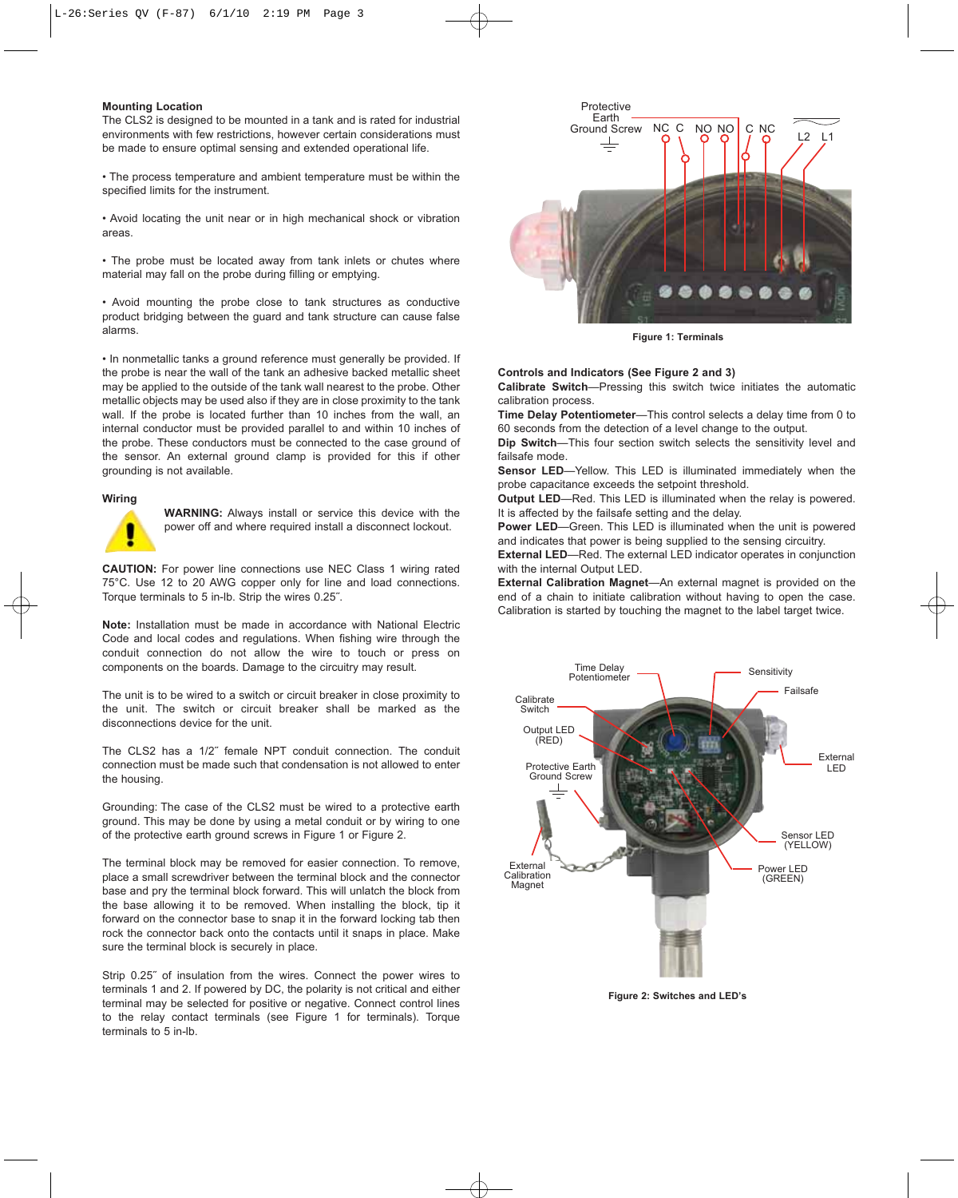### Mounting Location

The CLS2 is designed to be mounted in a tank and is rated for industrial environments with few restrictions, however certain considerations must be made to ensure optimal sensing and extended operational life.

• The process temperature and ambient temperature must be within the specified limits for the instrument.

• Avoid locating the unit near or in high mechanical shock or vibration areas.

• The probe must be located away from tank inlets or chutes where material may fall on the probe during filling or emptying.

• Avoid mounting the probe close to tank structures as conductive product bridging between the guard and tank structure can cause false alarms.

• In nonmetallic tanks a ground reference must generally be provided. If the probe is near the wall of the tank an adhesive backed metallic sheet may be applied to the outside of the tank wall nearest to the probe. Other metallic objects may be used also if they are in close proximity to the tank wall. If the probe is located further than 10 inches from the wall, an internal conductor must be provided parallel to and within 10 inches of the probe. These conductors must be connected to the case ground of the sensor. An external ground clamp is provided for this if other grounding is not available.

### Wiring

**WARNING:** Always install or service this device with the power off and where required install a disconnect lockout.

**CAUTION:** For power line connections use NEC Class 1 wiring rated 75°C. Use 12 to 20 AWG copper only for line and load connections. Torque terminals to 5 in-lb. Strip the wires 0.25˝.

**Note:** Installation must be made in accordance with National Electric Code and local codes and regulations. When fishing wire through the conduit connection do not allow the wire to touch or press on components on the boards. Damage to the circuitry may result.

The unit is to be wired to a switch or circuit breaker in close proximity to the unit. The switch or circuit breaker shall be marked as the disconnections device for the unit.

The CLS2 has a 1/2˝ female NPT conduit connection. The conduit connection must be made such that condensation is not allowed to enter the housing.

Grounding: The case of the CLS2 must be wired to a protective earth ground. This may be done by using a metal conduit or by wiring to one of the protective earth ground screws in Figure 1 or Figure 2.

The terminal block may be removed for easier connection. To remove, place a small screwdriver between the terminal block and the connector base and pry the terminal block forward. This will unlatch the block from the base allowing it to be removed. When installing the block, tip it forward on the connector base to snap it in the forward locking tab then rock the connector back onto the contacts until it snaps in place. Make sure the terminal block is securely in place.

Strip 0.25˝ of insulation from the wires. Connect the power wires to terminals 1 and 2. If powered by DC, the polarity is not critical and either terminal may be selected for positive or negative. Connect control lines to the relay contact terminals (see Figure 1 for terminals). Torque terminals to 5 in-lb.

Protective Earth Ground Screw — NC C NO NO C NC — L2 L1

**Figure 1: Terminals**

### Controls and Indicators (See Figure 2 and 3)

**Calibrate Switch**—Pressing this switch twice initiates the automatic calibration process.

**Time Delay Potentiometer**—This control selects a delay time from 0 to 60 seconds from the detection of a level change to the output.

**Dip Switch**—This four section switch selects the sensitivity level and failsafe mode.

**Sensor LED**—Yellow. This LED is illuminated immediately when the probe capacitance exceeds the setpoint threshold.

**Output LED**—Red. This LED is illuminated when the relay is powered. It is affected by the failsafe setting and the delay.

**Power LED**—Green. This LED is illuminated when the unit is powered and indicates that power is being supplied to the sensing circuitry.

**External LED**—Red. The external LED indicator operates in conjunction with the internal Output LED.

**External Calibration Magnet**—An external magnet is provided on the end of a chain to initiate calibration without having to open the case. Calibration is started by touching the magnet to the label target twice.

Time Delay Potentiometer, Sensitivity, Failsafe, Calibrate Switch, Output LED (RED), External LED, Protective Earth Ground Screw, Sensor LED (YELLOW), External Calibration Magnet, Power LED (GREEN)

**Figure 2: Switches and LED's**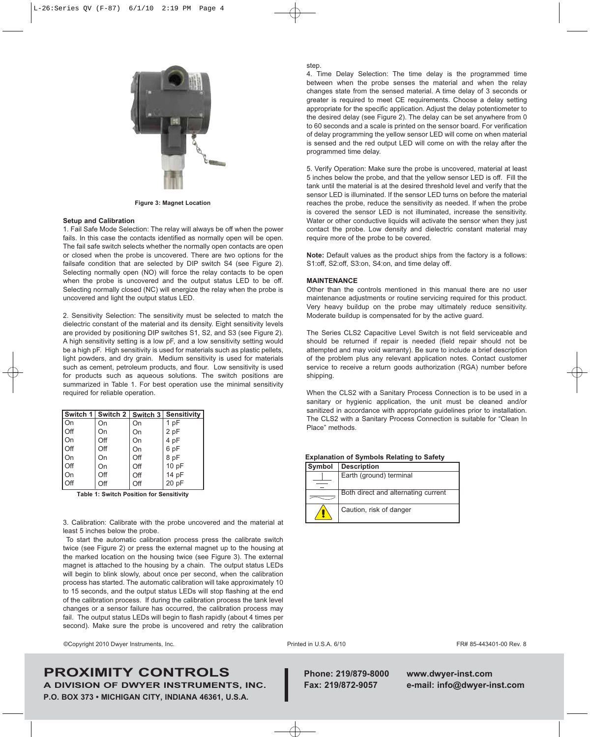Figure 3: Magnet Location

### Setup and Calibration

1. Fail Safe Mode Selection: The relay will always be off when the power fails. In this case the contacts identified as normally open will be open. The fail safe switch selects whether the normally open contacts are open or closed when the probe is uncovered. There are two options for the failsafe condition that are selected by DIP switch S4 (see Figure 2). Selecting normally open (NO) will force the relay contacts to be open when the probe is uncovered and the output status LED to be off. Selecting normally closed (NC) will energize the relay when the probe is uncovered and light the output status LED.

2. Sensitivity Selection: The sensitivity must be selected to match the dielectric constant of the material and its density. Eight sensitivity levels are provided by positioning DIP switches S1, S2, and S3 (see Figure 2). A high sensitivity setting is a low pF, and a low sensitivity setting would be a high pF. High sensitivity is used for materials such as plastic pellets, light powders, and dry grain. Medium sensitivity is used for materials such as cement, petroleum products, and flour. Low sensitivity is used for products such as aqueous solutions. The switch positions are summarized in Table 1. For best operation use the minimal sensitivity required for reliable operation.

| Switch 1 | Switch 2 | Switch 3 | Sensitivity |
|---|---|---|---|
| On | On | On | 1 pF |
| Off | On | On | 2 pF |
| On | Off | On | 4 pF |
| Off | Off | On | 6 pF |
| On | On | Off | 8 pF |
| Off | On | Off | 10 pF |
| On | Off | Off | 14 pF |
| Off | Off | Off | 20 pF |

Table 1: Switch Position for Sensitivity

3. Calibration: Calibrate with the probe uncovered and the material at least 5 inches below the probe.

To start the automatic calibration process press the calibrate switch twice (see Figure 2) or press the external magnet up to the housing at the marked location on the housing twice (see Figure 3). The external magnet is attached to the housing by a chain. The output status LEDs will begin to blink slowly, about once per second, when the calibration process has started. The automatic calibration will take approximately 10 to 15 seconds, and the output status LEDs will stop flashing at the end of the calibration process. If during the calibration process the tank level changes or a sensor failure has occurred, the calibration process may fail. The output status LEDs will begin to flash rapidly (about 4 times per second). Make sure the probe is uncovered and retry the calibration step.

4. Time Delay Selection: The time delay is the programmed time between when the probe senses the material and when the relay changes state from the sensed material. A time delay of 3 seconds or greater is required to meet CE requirements. Choose a delay setting appropriate for the specific application. Adjust the delay potentiometer to the desired delay (see Figure 2). The delay can be set anywhere from 0 to 60 seconds and a scale is printed on the sensor board. For verification of delay programming the yellow sensor LED will come on when material is sensed and the red output LED will come on with the relay after the programmed time delay.

5. Verify Operation: Make sure the probe is uncovered, material at least 5 inches below the probe, and that the yellow sensor LED is off. Fill the tank until the material is at the desired threshold level and verify that the sensor LED is illuminated. If the sensor LED turns on before the material reaches the probe, reduce the sensitivity as needed. If when the probe is covered the sensor LED is not illuminated, increase the sensitivity. Water or other conductive liquids will activate the sensor when they just contact the probe. Low density and dielectric constant material may require more of the probe to be covered.

**Note:** Default values as the product ships from the factory is a follows: S1:off, S2:off, S3:on, S4:on, and time delay off.

### MAINTENANCE

Other than the controls mentioned in this manual there are no user maintenance adjustments or routine servicing required for this product. Very heavy buildup on the probe may ultimately reduce sensitivity. Moderate buildup is compensated for by the active guard.

The Series CLS2 Capacitive Level Switch is not field serviceable and should be returned if repair is needed (field repair should not be attempted and may void warranty). Be sure to include a brief description of the problem plus any relevant application notes. Contact customer service to receive a return goods authorization (RGA) number before shipping.

When the CLS2 with a Sanitary Process Connection is to be used in a sanitary or hygienic application, the unit must be cleaned and/or sanitized in accordance with appropriate guidelines prior to installation. The CLS2 with a Sanitary Process Connection is suitable for "Clean In Place" methods.

**Explanation of Symbols Relating to Safety**

| Symbol | Description |
|---|---|
| ⏚ | Earth (ground) terminal |
| ∼ | Both direct and alternating current |
| ⚠ | Caution, risk of danger |

©Copyright 2010 Dwyer Instruments, Inc. Printed in U.S.A. 6/10 FR# 85-443401-00 Rev. 8

**PROXIMITY CONTROLS**
**A DIVISION OF DWYER INSTRUMENTS, INC.**
**P.O. BOX 373 • MICHIGAN CITY, INDIANA 46361, U.S.A.**

**Phone: 219/879-8000**
**Fax: 219/872-9057**

**www.dwyer-inst.com**
**e-mail: info@dwyer-inst.com**